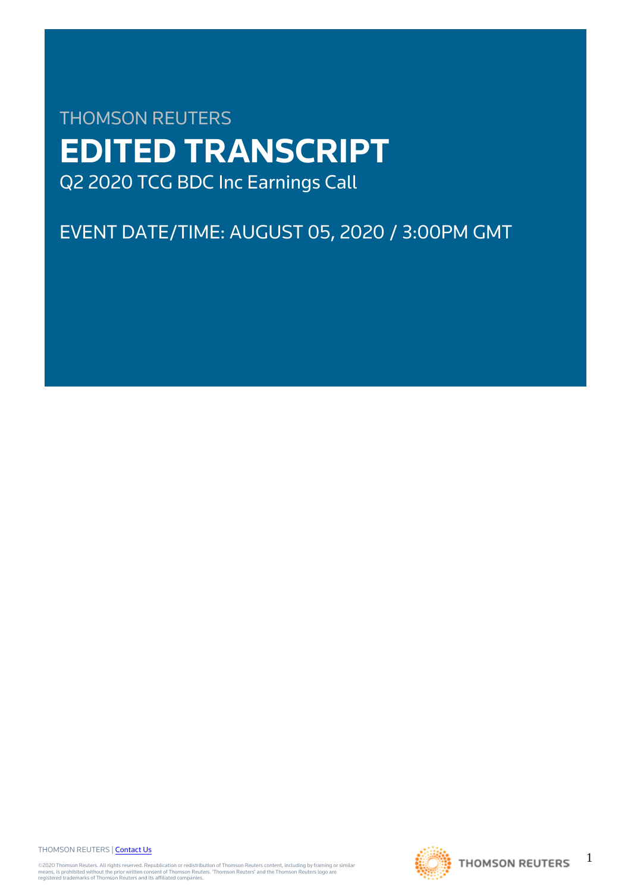THOMSON REUTERS

# EDITED TRANSCRIPT

Q2 2020 TCG BDC Inc Earnings Call

EVENT DATE/TIME: AUGUST 05, 2020 / 3:00PM GMT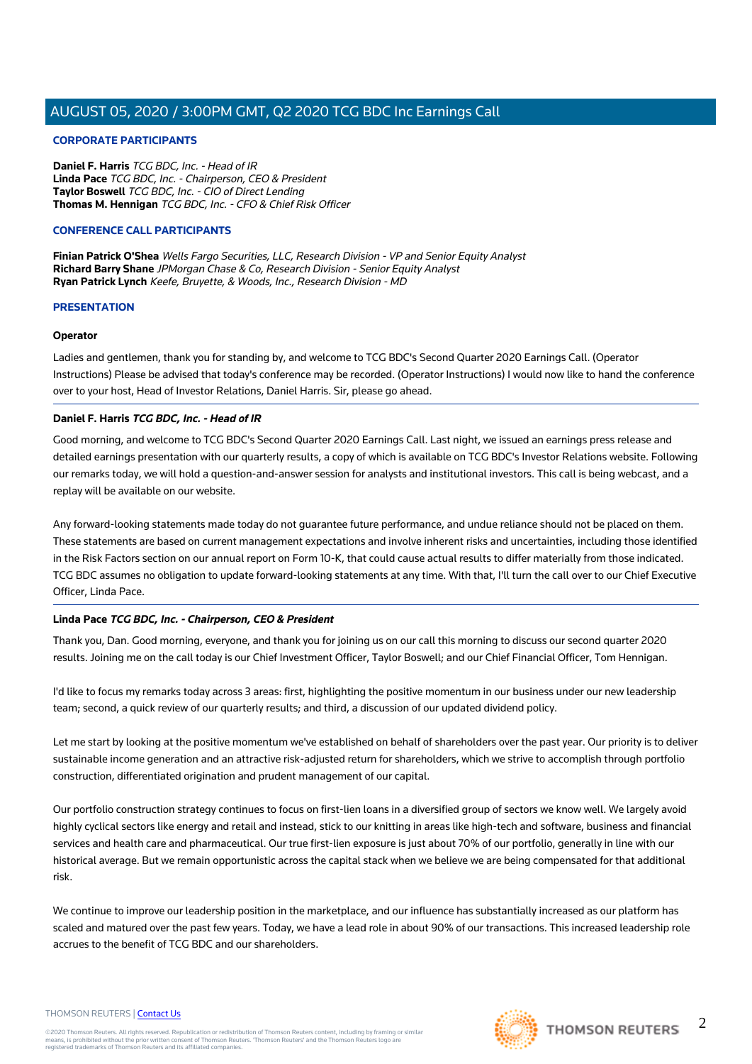## CORPORATE PARTICIPANTS

**Daniel F. Harris** *TCG BDC, Inc. - Head of IR*
**Linda Pace** *TCG BDC, Inc. - Chairperson, CEO & President*
**Taylor Boswell** *TCG BDC, Inc. - CIO of Direct Lending*
**Thomas M. Hennigan** *TCG BDC, Inc. - CFO & Chief Risk Officer*

## CONFERENCE CALL PARTICIPANTS

**Finian Patrick O'Shea** *Wells Fargo Securities, LLC, Research Division - VP and Senior Equity Analyst*
**Richard Barry Shane** *JPMorgan Chase & Co, Research Division - Senior Equity Analyst*
**Ryan Patrick Lynch** *Keefe, Bruyette, & Woods, Inc., Research Division - MD*

## PRESENTATION

### Operator

Ladies and gentlemen, thank you for standing by, and welcome to TCG BDC's Second Quarter 2020 Earnings Call. (Operator Instructions) Please be advised that today's conference may be recorded. (Operator Instructions) I would now like to hand the conference over to your host, Head of Investor Relations, Daniel Harris. Sir, please go ahead.

### Daniel F. Harris *TCG BDC, Inc. - Head of IR*

Good morning, and welcome to TCG BDC's Second Quarter 2020 Earnings Call. Last night, we issued an earnings press release and detailed earnings presentation with our quarterly results, a copy of which is available on TCG BDC's Investor Relations website. Following our remarks today, we will hold a question-and-answer session for analysts and institutional investors. This call is being webcast, and a replay will be available on our website.

Any forward-looking statements made today do not guarantee future performance, and undue reliance should not be placed on them. These statements are based on current management expectations and involve inherent risks and uncertainties, including those identified in the Risk Factors section on our annual report on Form 10-K, that could cause actual results to differ materially from those indicated. TCG BDC assumes no obligation to update forward-looking statements at any time. With that, I'll turn the call over to our Chief Executive Officer, Linda Pace.

### Linda Pace *TCG BDC, Inc. - Chairperson, CEO & President*

Thank you, Dan. Good morning, everyone, and thank you for joining us on our call this morning to discuss our second quarter 2020 results. Joining me on the call today is our Chief Investment Officer, Taylor Boswell; and our Chief Financial Officer, Tom Hennigan.

I'd like to focus my remarks today across 3 areas: first, highlighting the positive momentum in our business under our new leadership team; second, a quick review of our quarterly results; and third, a discussion of our updated dividend policy.

Let me start by looking at the positive momentum we've established on behalf of shareholders over the past year. Our priority is to deliver sustainable income generation and an attractive risk-adjusted return for shareholders, which we strive to accomplish through portfolio construction, differentiated origination and prudent management of our capital.

Our portfolio construction strategy continues to focus on first-lien loans in a diversified group of sectors we know well. We largely avoid highly cyclical sectors like energy and retail and instead, stick to our knitting in areas like high-tech and software, business and financial services and health care and pharmaceutical. Our true first-lien exposure is just about 70% of our portfolio, generally in line with our historical average. But we remain opportunistic across the capital stack when we believe we are being compensated for that additional risk.

We continue to improve our leadership position in the marketplace, and our influence has substantially increased as our platform has scaled and matured over the past few years. Today, we have a lead role in about 90% of our transactions. This increased leadership role accrues to the benefit of TCG BDC and our shareholders.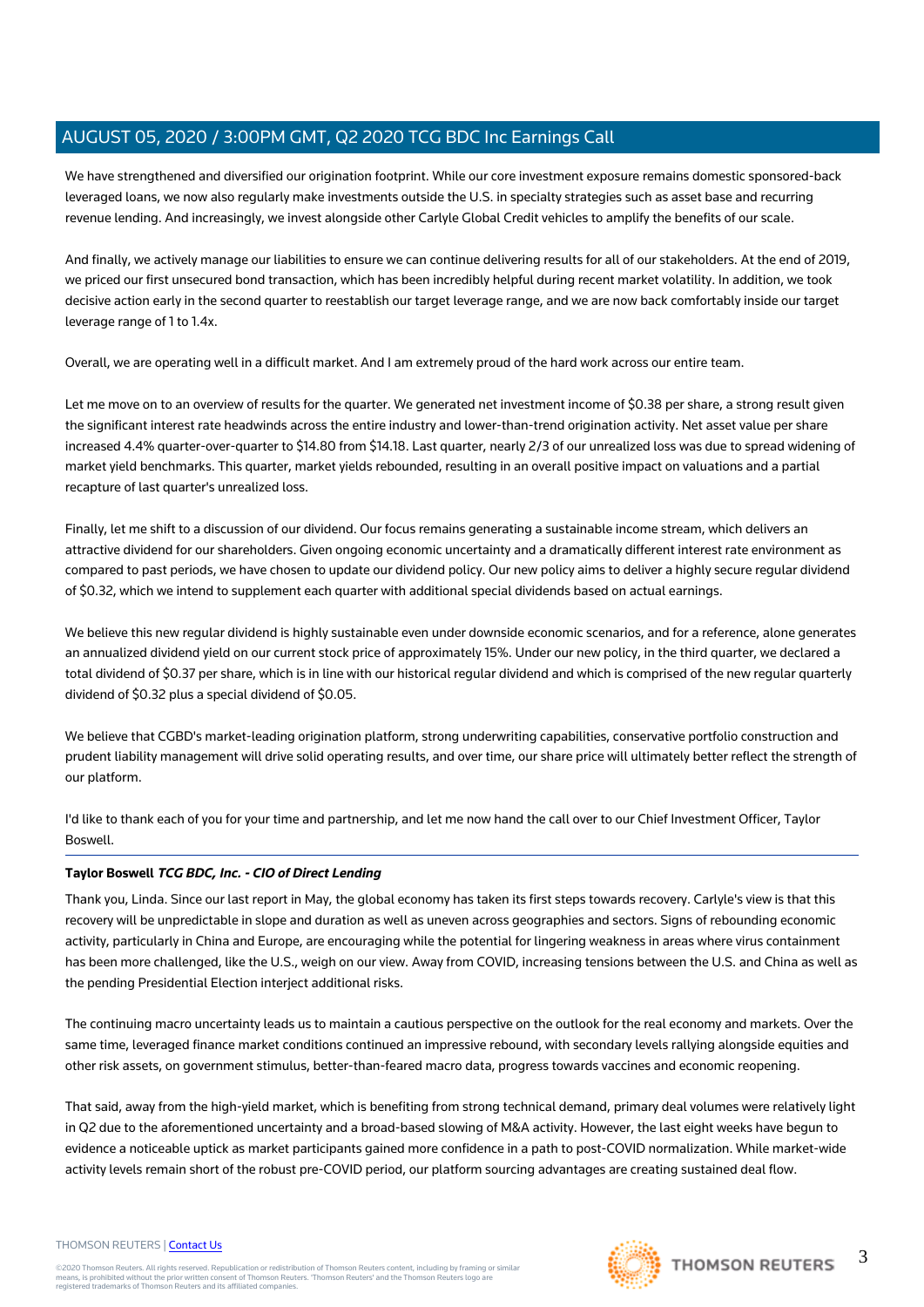We have strengthened and diversified our origination footprint. While our core investment exposure remains domestic sponsored-back leveraged loans, we now also regularly make investments outside the U.S. in specialty strategies such as asset base and recurring revenue lending. And increasingly, we invest alongside other Carlyle Global Credit vehicles to amplify the benefits of our scale.

And finally, we actively manage our liabilities to ensure we can continue delivering results for all of our stakeholders. At the end of 2019, we priced our first unsecured bond transaction, which has been incredibly helpful during recent market volatility. In addition, we took decisive action early in the second quarter to reestablish our target leverage range, and we are now back comfortably inside our target leverage range of 1 to 1.4x.

Overall, we are operating well in a difficult market. And I am extremely proud of the hard work across our entire team.

Let me move on to an overview of results for the quarter. We generated net investment income of $0.38 per share, a strong result given the significant interest rate headwinds across the entire industry and lower-than-trend origination activity. Net asset value per share increased 4.4% quarter-over-quarter to $14.80 from $14.18. Last quarter, nearly 2/3 of our unrealized loss was due to spread widening of market yield benchmarks. This quarter, market yields rebounded, resulting in an overall positive impact on valuations and a partial recapture of last quarter's unrealized loss.

Finally, let me shift to a discussion of our dividend. Our focus remains generating a sustainable income stream, which delivers an attractive dividend for our shareholders. Given ongoing economic uncertainty and a dramatically different interest rate environment as compared to past periods, we have chosen to update our dividend policy. Our new policy aims to deliver a highly secure regular dividend of $0.32, which we intend to supplement each quarter with additional special dividends based on actual earnings.

We believe this new regular dividend is highly sustainable even under downside economic scenarios, and for a reference, alone generates an annualized dividend yield on our current stock price of approximately 15%. Under our new policy, in the third quarter, we declared a total dividend of $0.37 per share, which is in line with our historical regular dividend and which is comprised of the new regular quarterly dividend of $0.32 plus a special dividend of $0.05.

We believe that CGBD's market-leading origination platform, strong underwriting capabilities, conservative portfolio construction and prudent liability management will drive solid operating results, and over time, our share price will ultimately better reflect the strength of our platform.

I'd like to thank each of you for your time and partnership, and let me now hand the call over to our Chief Investment Officer, Taylor Boswell.

---

**Taylor Boswell** ***TCG BDC, Inc. - CIO of Direct Lending***

Thank you, Linda. Since our last report in May, the global economy has taken its first steps towards recovery. Carlyle's view is that this recovery will be unpredictable in slope and duration as well as uneven across geographies and sectors. Signs of rebounding economic activity, particularly in China and Europe, are encouraging while the potential for lingering weakness in areas where virus containment has been more challenged, like the U.S., weigh on our view. Away from COVID, increasing tensions between the U.S. and China as well as the pending Presidential Election interject additional risks.

The continuing macro uncertainty leads us to maintain a cautious perspective on the outlook for the real economy and markets. Over the same time, leveraged finance market conditions continued an impressive rebound, with secondary levels rallying alongside equities and other risk assets, on government stimulus, better-than-feared macro data, progress towards vaccines and economic reopening.

That said, away from the high-yield market, which is benefiting from strong technical demand, primary deal volumes were relatively light in Q2 due to the aforementioned uncertainty and a broad-based slowing of M&A activity. However, the last eight weeks have begun to evidence a noticeable uptick as market participants gained more confidence in a path to post-COVID normalization. While market-wide activity levels remain short of the robust pre-COVID period, our platform sourcing advantages are creating sustained deal flow.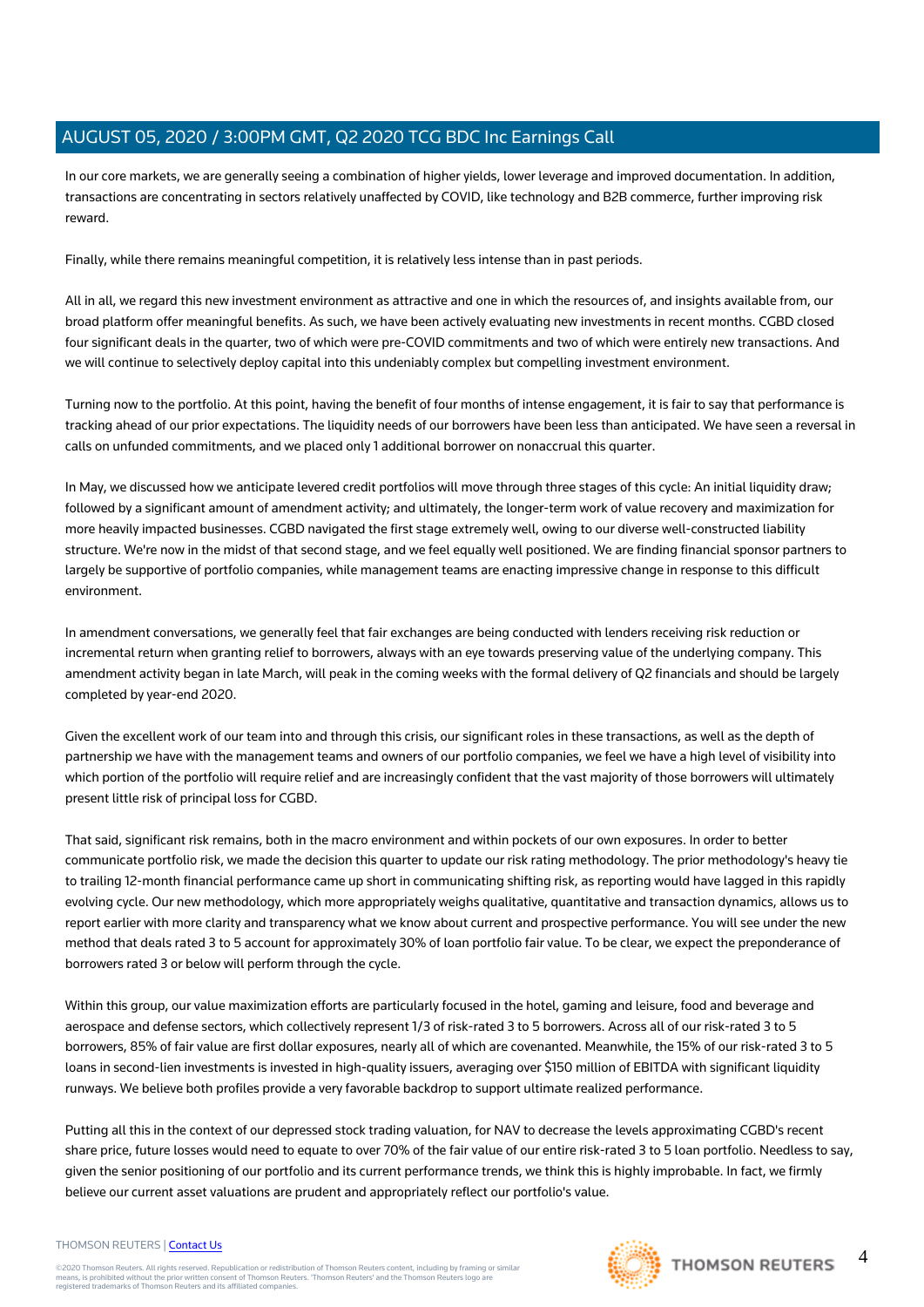In our core markets, we are generally seeing a combination of higher yields, lower leverage and improved documentation. In addition, transactions are concentrating in sectors relatively unaffected by COVID, like technology and B2B commerce, further improving risk reward.

Finally, while there remains meaningful competition, it is relatively less intense than in past periods.

All in all, we regard this new investment environment as attractive and one in which the resources of, and insights available from, our broad platform offer meaningful benefits. As such, we have been actively evaluating new investments in recent months. CGBD closed four significant deals in the quarter, two of which were pre-COVID commitments and two of which were entirely new transactions. And we will continue to selectively deploy capital into this undeniably complex but compelling investment environment.

Turning now to the portfolio. At this point, having the benefit of four months of intense engagement, it is fair to say that performance is tracking ahead of our prior expectations. The liquidity needs of our borrowers have been less than anticipated. We have seen a reversal in calls on unfunded commitments, and we placed only 1 additional borrower on nonaccrual this quarter.

In May, we discussed how we anticipate levered credit portfolios will move through three stages of this cycle: An initial liquidity draw; followed by a significant amount of amendment activity; and ultimately, the longer-term work of value recovery and maximization for more heavily impacted businesses. CGBD navigated the first stage extremely well, owing to our diverse well-constructed liability structure. We're now in the midst of that second stage, and we feel equally well positioned. We are finding financial sponsor partners to largely be supportive of portfolio companies, while management teams are enacting impressive change in response to this difficult environment.

In amendment conversations, we generally feel that fair exchanges are being conducted with lenders receiving risk reduction or incremental return when granting relief to borrowers, always with an eye towards preserving value of the underlying company. This amendment activity began in late March, will peak in the coming weeks with the formal delivery of Q2 financials and should be largely completed by year-end 2020.

Given the excellent work of our team into and through this crisis, our significant roles in these transactions, as well as the depth of partnership we have with the management teams and owners of our portfolio companies, we feel we have a high level of visibility into which portion of the portfolio will require relief and are increasingly confident that the vast majority of those borrowers will ultimately present little risk of principal loss for CGBD.

That said, significant risk remains, both in the macro environment and within pockets of our own exposures. In order to better communicate portfolio risk, we made the decision this quarter to update our risk rating methodology. The prior methodology's heavy tie to trailing 12-month financial performance came up short in communicating shifting risk, as reporting would have lagged in this rapidly evolving cycle. Our new methodology, which more appropriately weighs qualitative, quantitative and transaction dynamics, allows us to report earlier with more clarity and transparency what we know about current and prospective performance. You will see under the new method that deals rated 3 to 5 account for approximately 30% of loan portfolio fair value. To be clear, we expect the preponderance of borrowers rated 3 or below will perform through the cycle.

Within this group, our value maximization efforts are particularly focused in the hotel, gaming and leisure, food and beverage and aerospace and defense sectors, which collectively represent 1/3 of risk-rated 3 to 5 borrowers. Across all of our risk-rated 3 to 5 borrowers, 85% of fair value are first dollar exposures, nearly all of which are covenanted. Meanwhile, the 15% of our risk-rated 3 to 5 loans in second-lien investments is invested in high-quality issuers, averaging over $150 million of EBITDA with significant liquidity runways. We believe both profiles provide a very favorable backdrop to support ultimate realized performance.

Putting all this in the context of our depressed stock trading valuation, for NAV to decrease the levels approximating CGBD's recent share price, future losses would need to equate to over 70% of the fair value of our entire risk-rated 3 to 5 loan portfolio. Needless to say, given the senior positioning of our portfolio and its current performance trends, we think this is highly improbable. In fact, we firmly believe our current asset valuations are prudent and appropriately reflect our portfolio's value.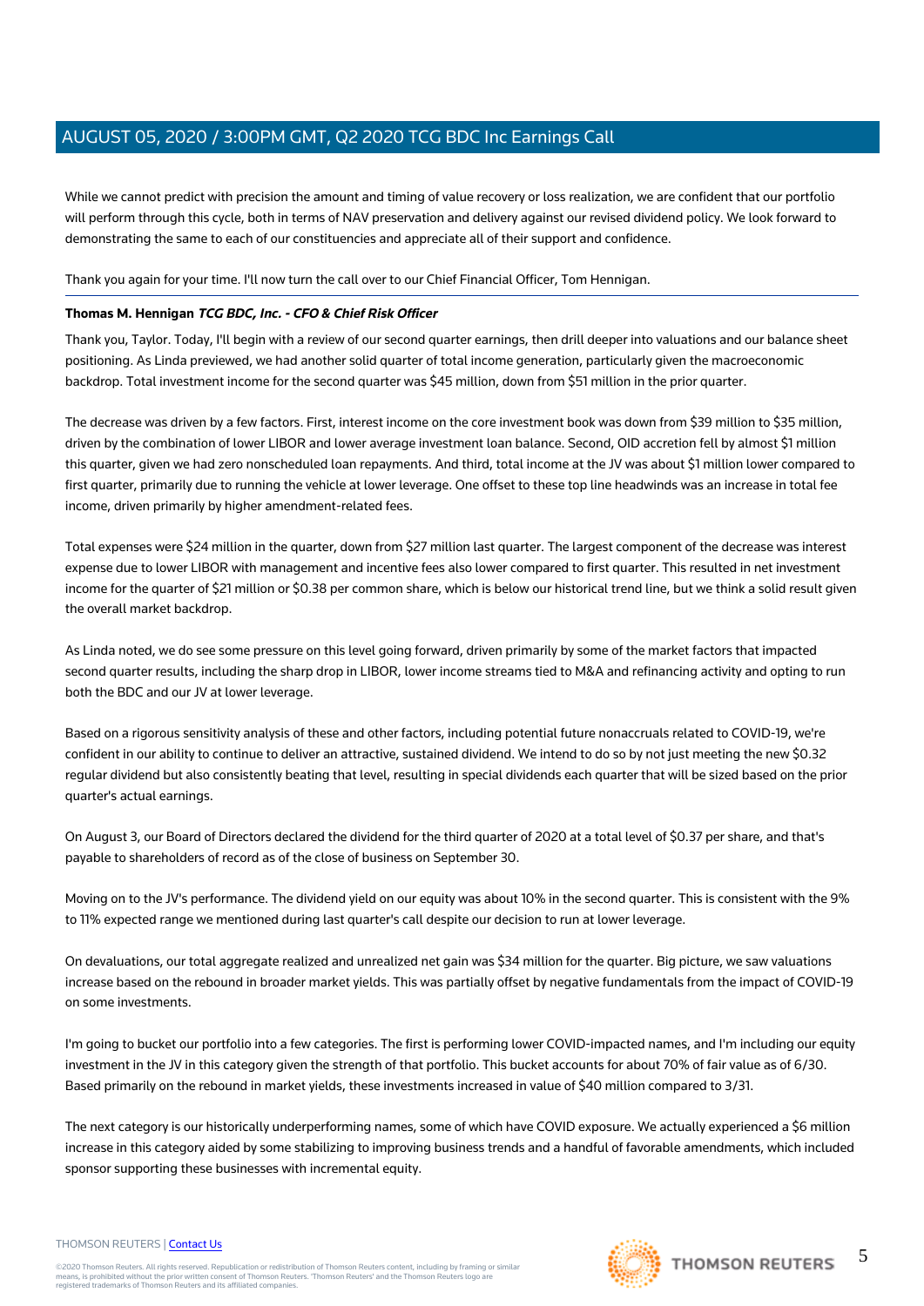While we cannot predict with precision the amount and timing of value recovery or loss realization, we are confident that our portfolio will perform through this cycle, both in terms of NAV preservation and delivery against our revised dividend policy. We look forward to demonstrating the same to each of our constituencies and appreciate all of their support and confidence.

Thank you again for your time. I'll now turn the call over to our Chief Financial Officer, Tom Hennigan.

---

**Thomas M. Hennigan** ***TCG BDC, Inc. - CFO & Chief Risk Officer***

Thank you, Taylor. Today, I'll begin with a review of our second quarter earnings, then drill deeper into valuations and our balance sheet positioning. As Linda previewed, we had another solid quarter of total income generation, particularly given the macroeconomic backdrop. Total investment income for the second quarter was $45 million, down from $51 million in the prior quarter.

The decrease was driven by a few factors. First, interest income on the core investment book was down from $39 million to $35 million, driven by the combination of lower LIBOR and lower average investment loan balance. Second, OID accretion fell by almost $1 million this quarter, given we had zero nonscheduled loan repayments. And third, total income at the JV was about $1 million lower compared to first quarter, primarily due to running the vehicle at lower leverage. One offset to these top line headwinds was an increase in total fee income, driven primarily by higher amendment-related fees.

Total expenses were $24 million in the quarter, down from $27 million last quarter. The largest component of the decrease was interest expense due to lower LIBOR with management and incentive fees also lower compared to first quarter. This resulted in net investment income for the quarter of $21 million or $0.38 per common share, which is below our historical trend line, but we think a solid result given the overall market backdrop.

As Linda noted, we do see some pressure on this level going forward, driven primarily by some of the market factors that impacted second quarter results, including the sharp drop in LIBOR, lower income streams tied to M&A and refinancing activity and opting to run both the BDC and our JV at lower leverage.

Based on a rigorous sensitivity analysis of these and other factors, including potential future nonaccruals related to COVID-19, we're confident in our ability to continue to deliver an attractive, sustained dividend. We intend to do so by not just meeting the new $0.32 regular dividend but also consistently beating that level, resulting in special dividends each quarter that will be sized based on the prior quarter's actual earnings.

On August 3, our Board of Directors declared the dividend for the third quarter of 2020 at a total level of $0.37 per share, and that's payable to shareholders of record as of the close of business on September 30.

Moving on to the JV's performance. The dividend yield on our equity was about 10% in the second quarter. This is consistent with the 9% to 11% expected range we mentioned during last quarter's call despite our decision to run at lower leverage.

On devaluations, our total aggregate realized and unrealized net gain was $34 million for the quarter. Big picture, we saw valuations increase based on the rebound in broader market yields. This was partially offset by negative fundamentals from the impact of COVID-19 on some investments.

I'm going to bucket our portfolio into a few categories. The first is performing lower COVID-impacted names, and I'm including our equity investment in the JV in this category given the strength of that portfolio. This bucket accounts for about 70% of fair value as of 6/30. Based primarily on the rebound in market yields, these investments increased in value of $40 million compared to 3/31.

The next category is our historically underperforming names, some of which have COVID exposure. We actually experienced a $6 million increase in this category aided by some stabilizing to improving business trends and a handful of favorable amendments, which included sponsor supporting these businesses with incremental equity.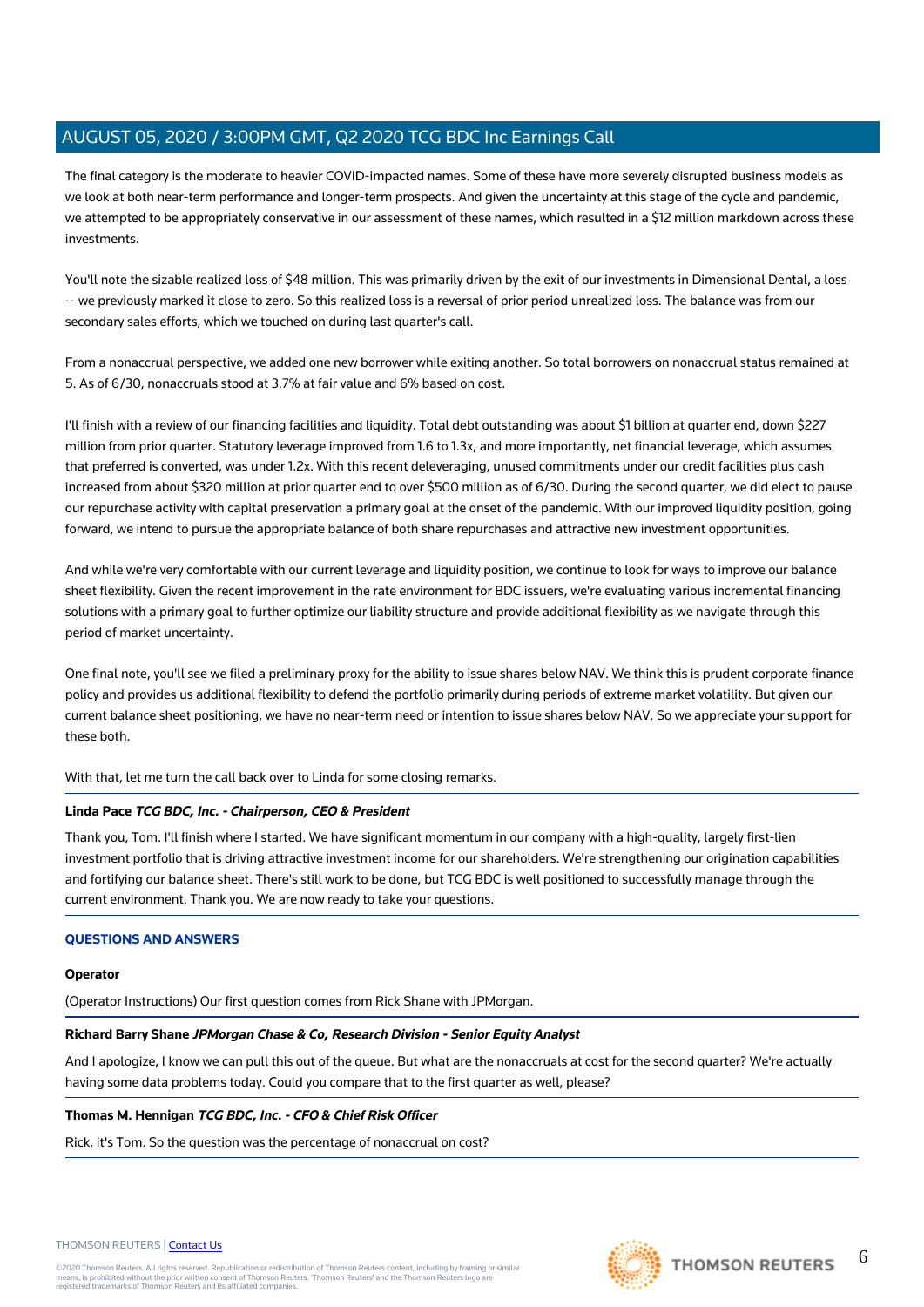The final category is the moderate to heavier COVID-impacted names. Some of these have more severely disrupted business models as we look at both near-term performance and longer-term prospects. And given the uncertainty at this stage of the cycle and pandemic, we attempted to be appropriately conservative in our assessment of these names, which resulted in a $12 million markdown across these investments.

You'll note the sizable realized loss of $48 million. This was primarily driven by the exit of our investments in Dimensional Dental, a loss -- we previously marked it close to zero. So this realized loss is a reversal of prior period unrealized loss. The balance was from our secondary sales efforts, which we touched on during last quarter's call.

From a nonaccrual perspective, we added one new borrower while exiting another. So total borrowers on nonaccrual status remained at 5. As of 6/30, nonaccruals stood at 3.7% at fair value and 6% based on cost.

I'll finish with a review of our financing facilities and liquidity. Total debt outstanding was about $1 billion at quarter end, down $227 million from prior quarter. Statutory leverage improved from 1.6 to 1.3x, and more importantly, net financial leverage, which assumes that preferred is converted, was under 1.2x. With this recent deleveraging, unused commitments under our credit facilities plus cash increased from about $320 million at prior quarter end to over $500 million as of 6/30. During the second quarter, we did elect to pause our repurchase activity with capital preservation a primary goal at the onset of the pandemic. With our improved liquidity position, going forward, we intend to pursue the appropriate balance of both share repurchases and attractive new investment opportunities.

And while we're very comfortable with our current leverage and liquidity position, we continue to look for ways to improve our balance sheet flexibility. Given the recent improvement in the rate environment for BDC issuers, we're evaluating various incremental financing solutions with a primary goal to further optimize our liability structure and provide additional flexibility as we navigate through this period of market uncertainty.

One final note, you'll see we filed a preliminary proxy for the ability to issue shares below NAV. We think this is prudent corporate finance policy and provides us additional flexibility to defend the portfolio primarily during periods of extreme market volatility. But given our current balance sheet positioning, we have no near-term need or intention to issue shares below NAV. So we appreciate your support for these both.

With that, let me turn the call back over to Linda for some closing remarks.

**Linda Pace** ***TCG BDC, Inc. - Chairperson, CEO & President***

Thank you, Tom. I'll finish where I started. We have significant momentum in our company with a high-quality, largely first-lien investment portfolio that is driving attractive investment income for our shareholders. We're strengthening our origination capabilities and fortifying our balance sheet. There's still work to be done, but TCG BDC is well positioned to successfully manage through the current environment. Thank you. We are now ready to take your questions.

## QUESTIONS AND ANSWERS

**Operator**

(Operator Instructions) Our first question comes from Rick Shane with JPMorgan.

**Richard Barry Shane** ***JPMorgan Chase & Co, Research Division - Senior Equity Analyst***

And I apologize, I know we can pull this out of the queue. But what are the nonaccruals at cost for the second quarter? We're actually having some data problems today. Could you compare that to the first quarter as well, please?

**Thomas M. Hennigan** ***TCG BDC, Inc. - CFO & Chief Risk Officer***

Rick, it's Tom. So the question was the percentage of nonaccrual on cost?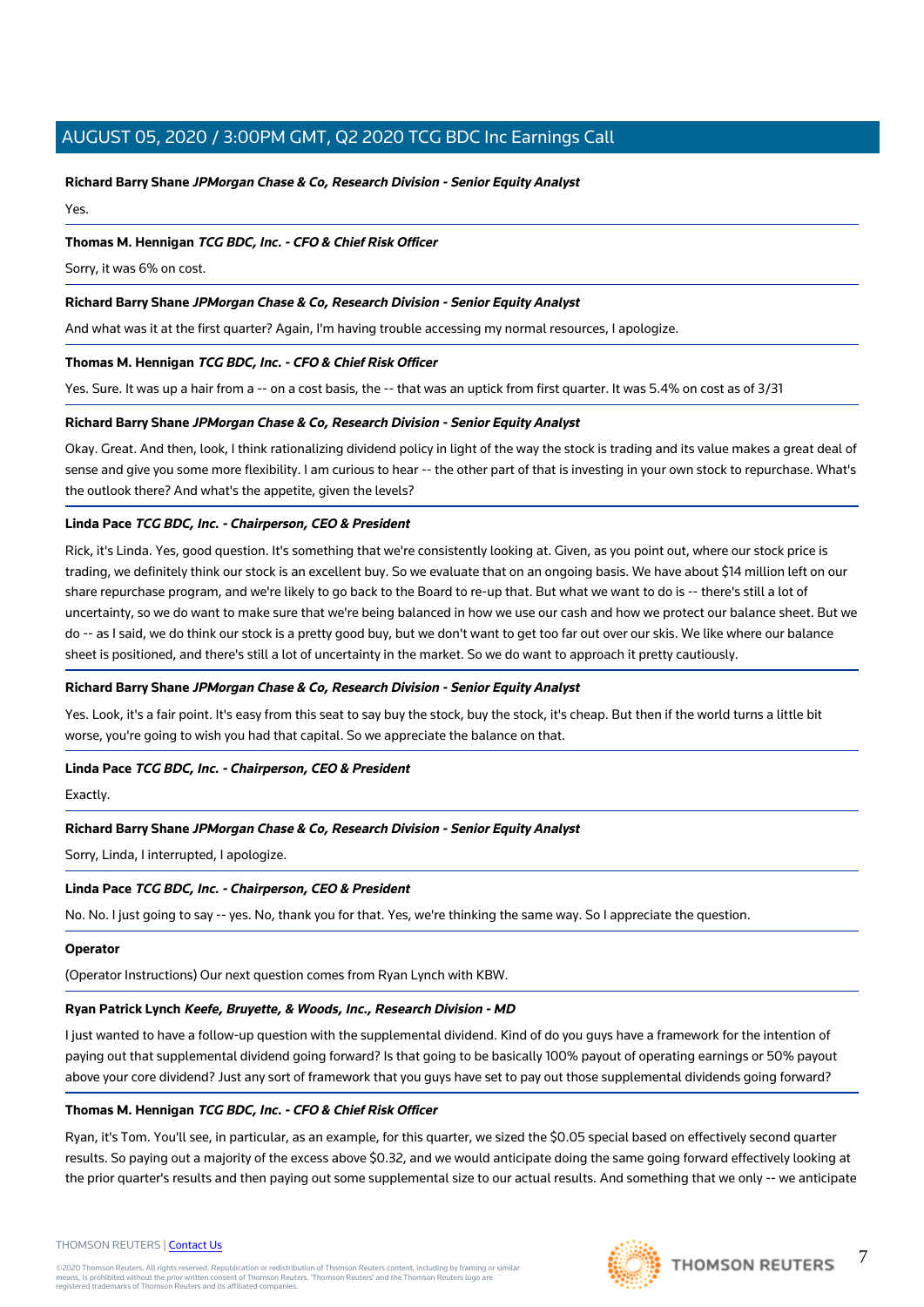**Richard Barry Shane** ***JPMorgan Chase & Co, Research Division - Senior Equity Analyst***

Yes.

**Thomas M. Hennigan** ***TCG BDC, Inc. - CFO & Chief Risk Officer***

Sorry, it was 6% on cost.

**Richard Barry Shane** ***JPMorgan Chase & Co, Research Division - Senior Equity Analyst***

And what was it at the first quarter? Again, I'm having trouble accessing my normal resources, I apologize.

**Thomas M. Hennigan** ***TCG BDC, Inc. - CFO & Chief Risk Officer***

Yes. Sure. It was up a hair from a -- on a cost basis, the -- that was an uptick from first quarter. It was 5.4% on cost as of 3/31

**Richard Barry Shane** ***JPMorgan Chase & Co, Research Division - Senior Equity Analyst***

Okay. Great. And then, look, I think rationalizing dividend policy in light of the way the stock is trading and its value makes a great deal of sense and give you some more flexibility. I am curious to hear -- the other part of that is investing in your own stock to repurchase. What's the outlook there? And what's the appetite, given the levels?

**Linda Pace** ***TCG BDC, Inc. - Chairperson, CEO & President***

Rick, it's Linda. Yes, good question. It's something that we're consistently looking at. Given, as you point out, where our stock price is trading, we definitely think our stock is an excellent buy. So we evaluate that on an ongoing basis. We have about $14 million left on our share repurchase program, and we're likely to go back to the Board to re-up that. But what we want to do is -- there's still a lot of uncertainty, so we do want to make sure that we're being balanced in how we use our cash and how we protect our balance sheet. But we do -- as I said, we do think our stock is a pretty good buy, but we don't want to get too far out over our skis. We like where our balance sheet is positioned, and there's still a lot of uncertainty in the market. So we do want to approach it pretty cautiously.

**Richard Barry Shane** ***JPMorgan Chase & Co, Research Division - Senior Equity Analyst***

Yes. Look, it's a fair point. It's easy from this seat to say buy the stock, buy the stock, it's cheap. But then if the world turns a little bit worse, you're going to wish you had that capital. So we appreciate the balance on that.

**Linda Pace** ***TCG BDC, Inc. - Chairperson, CEO & President***

Exactly.

**Richard Barry Shane** ***JPMorgan Chase & Co, Research Division - Senior Equity Analyst***

Sorry, Linda, I interrupted, I apologize.

**Linda Pace** ***TCG BDC, Inc. - Chairperson, CEO & President***

No. No. I just going to say -- yes. No, thank you for that. Yes, we're thinking the same way. So I appreciate the question.

**Operator**

(Operator Instructions) Our next question comes from Ryan Lynch with KBW.

**Ryan Patrick Lynch** ***Keefe, Bruyette, & Woods, Inc., Research Division - MD***

I just wanted to have a follow-up question with the supplemental dividend. Kind of do you guys have a framework for the intention of paying out that supplemental dividend going forward? Is that going to be basically 100% payout of operating earnings or 50% payout above your core dividend? Just any sort of framework that you guys have set to pay out those supplemental dividends going forward?

**Thomas M. Hennigan** ***TCG BDC, Inc. - CFO & Chief Risk Officer***

Ryan, it's Tom. You'll see, in particular, as an example, for this quarter, we sized the $0.05 special based on effectively second quarter results. So paying out a majority of the excess above $0.32, and we would anticipate doing the same going forward effectively looking at the prior quarter's results and then paying out some supplemental size to our actual results. And something that we only -- we anticipate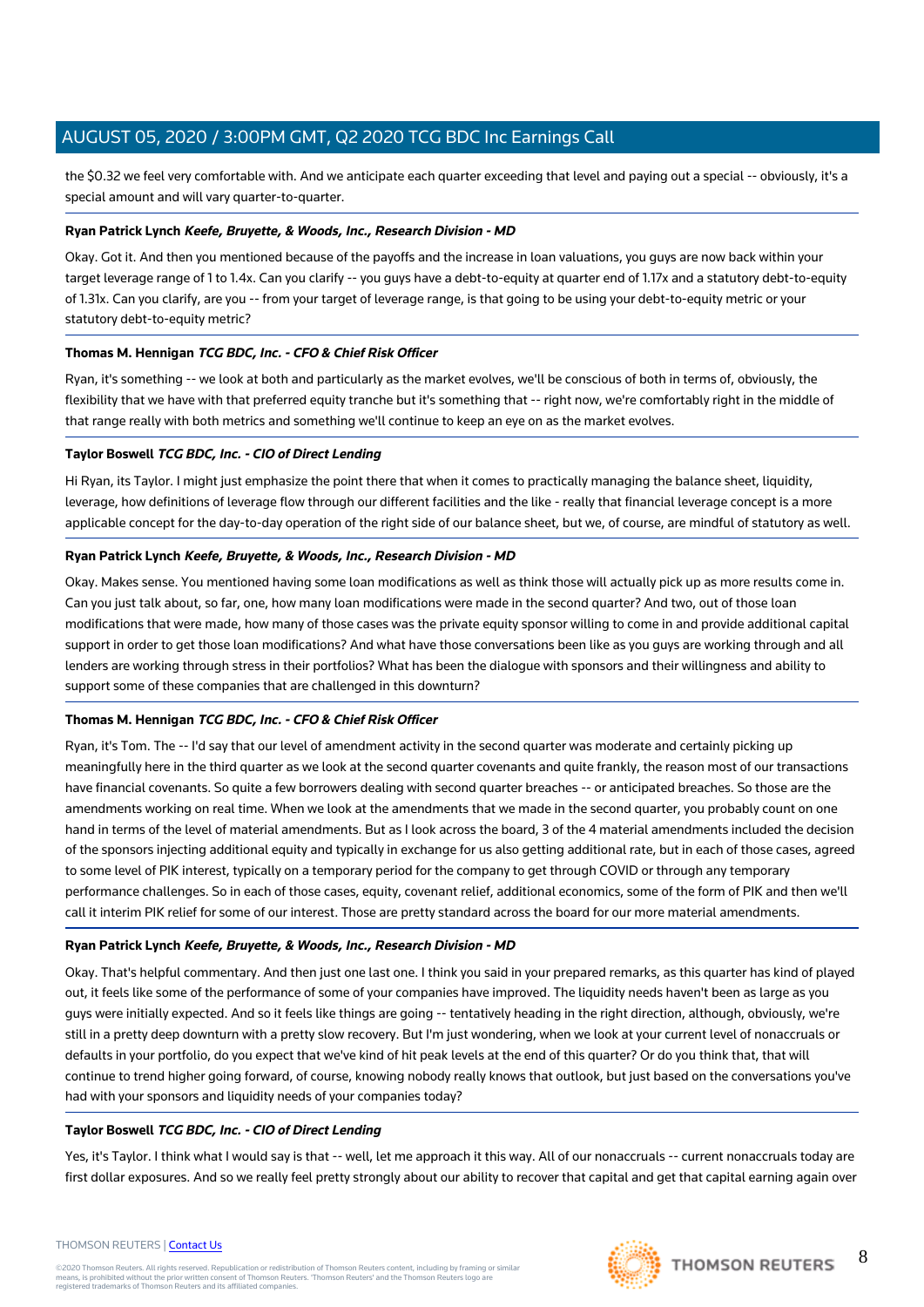the $0.32 we feel very comfortable with. And we anticipate each quarter exceeding that level and paying out a special -- obviously, it's a special amount and will vary quarter-to-quarter.

**Ryan Patrick Lynch** ***Keefe, Bruyette, & Woods, Inc., Research Division - MD***

Okay. Got it. And then you mentioned because of the payoffs and the increase in loan valuations, you guys are now back within your target leverage range of 1 to 1.4x. Can you clarify -- you guys have a debt-to-equity at quarter end of 1.17x and a statutory debt-to-equity of 1.31x. Can you clarify, are you -- from your target of leverage range, is that going to be using your debt-to-equity metric or your statutory debt-to-equity metric?

**Thomas M. Hennigan** ***TCG BDC, Inc. - CFO & Chief Risk Officer***

Ryan, it's something -- we look at both and particularly as the market evolves, we'll be conscious of both in terms of, obviously, the flexibility that we have with that preferred equity tranche but it's something that -- right now, we're comfortably right in the middle of that range really with both metrics and something we'll continue to keep an eye on as the market evolves.

**Taylor Boswell** ***TCG BDC, Inc. - CIO of Direct Lending***

Hi Ryan, its Taylor. I might just emphasize the point there that when it comes to practically managing the balance sheet, liquidity, leverage, how definitions of leverage flow through our different facilities and the like - really that financial leverage concept is a more applicable concept for the day-to-day operation of the right side of our balance sheet, but we, of course, are mindful of statutory as well.

**Ryan Patrick Lynch** ***Keefe, Bruyette, & Woods, Inc., Research Division - MD***

Okay. Makes sense. You mentioned having some loan modifications as well as think those will actually pick up as more results come in. Can you just talk about, so far, one, how many loan modifications were made in the second quarter? And two, out of those loan modifications that were made, how many of those cases was the private equity sponsor willing to come in and provide additional capital support in order to get those loan modifications? And what have those conversations been like as you guys are working through and all lenders are working through stress in their portfolios? What has been the dialogue with sponsors and their willingness and ability to support some of these companies that are challenged in this downturn?

**Thomas M. Hennigan** ***TCG BDC, Inc. - CFO & Chief Risk Officer***

Ryan, it's Tom. The -- I'd say that our level of amendment activity in the second quarter was moderate and certainly picking up meaningfully here in the third quarter as we look at the second quarter covenants and quite frankly, the reason most of our transactions have financial covenants. So quite a few borrowers dealing with second quarter breaches -- or anticipated breaches. So those are the amendments working on real time. When we look at the amendments that we made in the second quarter, you probably count on one hand in terms of the level of material amendments. But as I look across the board, 3 of the 4 material amendments included the decision of the sponsors injecting additional equity and typically in exchange for us also getting additional rate, but in each of those cases, agreed to some level of PIK interest, typically on a temporary period for the company to get through COVID or through any temporary performance challenges. So in each of those cases, equity, covenant relief, additional economics, some of the form of PIK and then we'll call it interim PIK relief for some of our interest. Those are pretty standard across the board for our more material amendments.

**Ryan Patrick Lynch** ***Keefe, Bruyette, & Woods, Inc., Research Division - MD***

Okay. That's helpful commentary. And then just one last one. I think you said in your prepared remarks, as this quarter has kind of played out, it feels like some of the performance of some of your companies have improved. The liquidity needs haven't been as large as you guys were initially expected. And so it feels like things are going -- tentatively heading in the right direction, although, obviously, we're still in a pretty deep downturn with a pretty slow recovery. But I'm just wondering, when we look at your current level of nonaccruals or defaults in your portfolio, do you expect that we've kind of hit peak levels at the end of this quarter? Or do you think that, that will continue to trend higher going forward, of course, knowing nobody really knows that outlook, but just based on the conversations you've had with your sponsors and liquidity needs of your companies today?

**Taylor Boswell** ***TCG BDC, Inc. - CIO of Direct Lending***

Yes, it's Taylor. I think what I would say is that -- well, let me approach it this way. All of our nonaccruals -- current nonaccruals today are first dollar exposures. And so we really feel pretty strongly about our ability to recover that capital and get that capital earning again over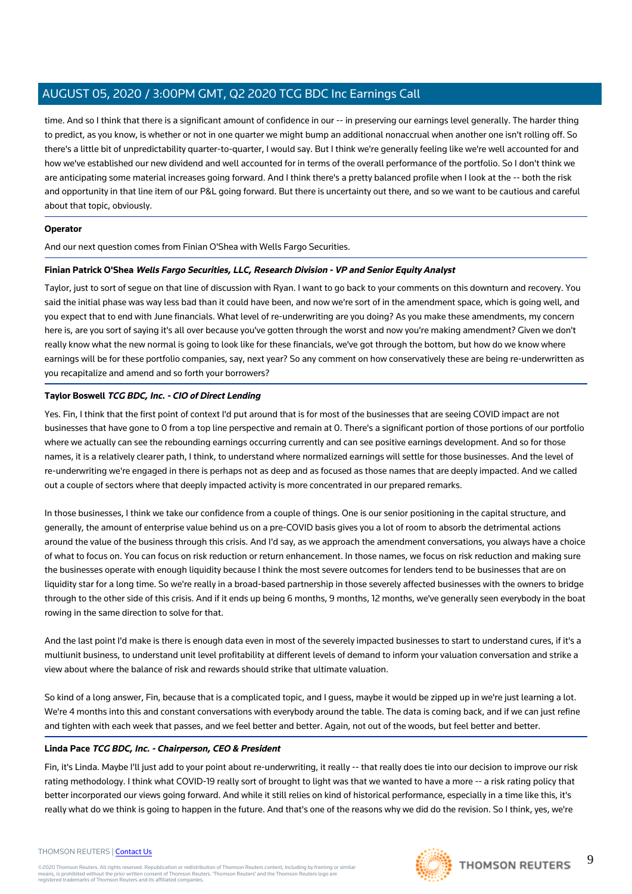time. And so I think that there is a significant amount of confidence in our -- in preserving our earnings level generally. The harder thing to predict, as you know, is whether or not in one quarter we might bump an additional nonaccrual when another one isn't rolling off. So there's a little bit of unpredictability quarter-to-quarter, I would say. But I think we're generally feeling like we're well accounted for and how we've established our new dividend and well accounted for in terms of the overall performance of the portfolio. So I don't think we are anticipating some material increases going forward. And I think there's a pretty balanced profile when I look at the -- both the risk and opportunity in that line item of our P&L going forward. But there is uncertainty out there, and so we want to be cautious and careful about that topic, obviously.

**Operator**

And our next question comes from Finian O'Shea with Wells Fargo Securities.

**Finian Patrick O'Shea** ***Wells Fargo Securities, LLC, Research Division - VP and Senior Equity Analyst***

Taylor, just to sort of segue on that line of discussion with Ryan. I want to go back to your comments on this downturn and recovery. You said the initial phase was way less bad than it could have been, and now we're sort of in the amendment space, which is going well, and you expect that to end with June financials. What level of re-underwriting are you doing? As you make these amendments, my concern here is, are you sort of saying it's all over because you've gotten through the worst and now you're making amendment? Given we don't really know what the new normal is going to look like for these financials, we've got through the bottom, but how do we know where earnings will be for these portfolio companies, say, next year? So any comment on how conservatively these are being re-underwritten as you recapitalize and amend and so forth your borrowers?

**Taylor Boswell** ***TCG BDC, Inc. - CIO of Direct Lending***

Yes. Fin, I think that the first point of context I'd put around that is for most of the businesses that are seeing COVID impact are not businesses that have gone to 0 from a top line perspective and remain at 0. There's a significant portion of those portions of our portfolio where we actually can see the rebounding earnings occurring currently and can see positive earnings development. And so for those names, it is a relatively clearer path, I think, to understand where normalized earnings will settle for those businesses. And the level of re-underwriting we're engaged in there is perhaps not as deep and as focused as those names that are deeply impacted. And we called out a couple of sectors where that deeply impacted activity is more concentrated in our prepared remarks.

In those businesses, I think we take our confidence from a couple of things. One is our senior positioning in the capital structure, and generally, the amount of enterprise value behind us on a pre-COVID basis gives you a lot of room to absorb the detrimental actions around the value of the business through this crisis. And I'd say, as we approach the amendment conversations, you always have a choice of what to focus on. You can focus on risk reduction or return enhancement. In those names, we focus on risk reduction and making sure the businesses operate with enough liquidity because I think the most severe outcomes for lenders tend to be businesses that are on liquidity star for a long time. So we're really in a broad-based partnership in those severely affected businesses with the owners to bridge through to the other side of this crisis. And if it ends up being 6 months, 9 months, 12 months, we've generally seen everybody in the boat rowing in the same direction to solve for that.

And the last point I'd make is there is enough data even in most of the severely impacted businesses to start to understand cures, if it's a multiunit business, to understand unit level profitability at different levels of demand to inform your valuation conversation and strike a view about where the balance of risk and rewards should strike that ultimate valuation.

So kind of a long answer, Fin, because that is a complicated topic, and I guess, maybe it would be zipped up in we're just learning a lot. We're 4 months into this and constant conversations with everybody around the table. The data is coming back, and if we can just refine and tighten with each week that passes, and we feel better and better. Again, not out of the woods, but feel better and better.

**Linda Pace** ***TCG BDC, Inc. - Chairperson, CEO & President***

Fin, it's Linda. Maybe I'll just add to your point about re-underwriting, it really -- that really does tie into our decision to improve our risk rating methodology. I think what COVID-19 really sort of brought to light was that we wanted to have a more -- a risk rating policy that better incorporated our views going forward. And while it still relies on kind of historical performance, especially in a time like this, it's really what do we think is going to happen in the future. And that's one of the reasons why we did do the revision. So I think, yes, we're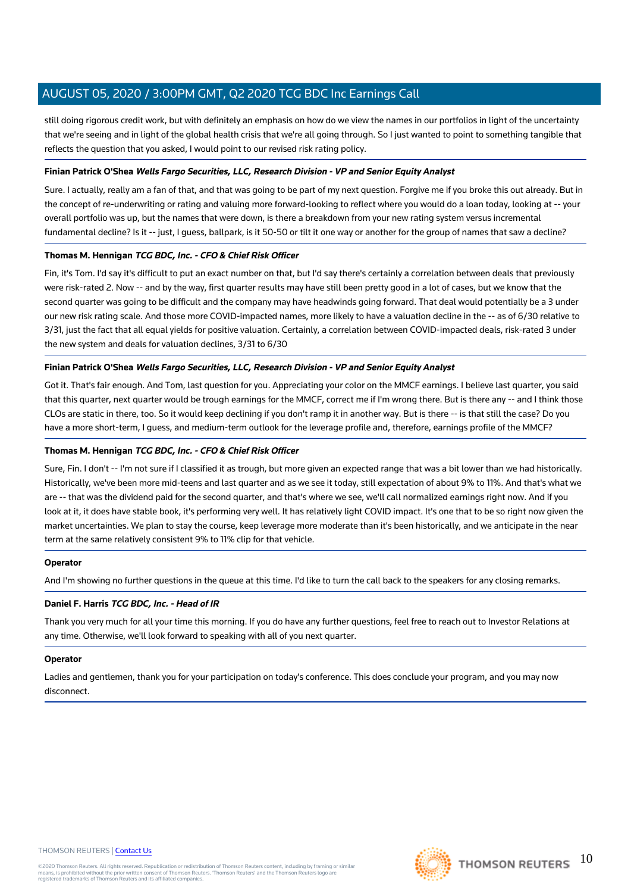still doing rigorous credit work, but with definitely an emphasis on how do we view the names in our portfolios in light of the uncertainty that we're seeing and in light of the global health crisis that we're all going through. So I just wanted to point to something tangible that reflects the question that you asked, I would point to our revised risk rating policy.

**Finian Patrick O'Shea** ***Wells Fargo Securities, LLC, Research Division - VP and Senior Equity Analyst***

Sure. I actually, really am a fan of that, and that was going to be part of my next question. Forgive me if you broke this out already. But in the concept of re-underwriting or rating and valuing more forward-looking to reflect where you would do a loan today, looking at -- your overall portfolio was up, but the names that were down, is there a breakdown from your new rating system versus incremental fundamental decline? Is it -- just, I guess, ballpark, is it 50-50 or tilt it one way or another for the group of names that saw a decline?

**Thomas M. Hennigan** ***TCG BDC, Inc. - CFO & Chief Risk Officer***

Fin, it's Tom. I'd say it's difficult to put an exact number on that, but I'd say there's certainly a correlation between deals that previously were risk-rated 2. Now -- and by the way, first quarter results may have still been pretty good in a lot of cases, but we know that the second quarter was going to be difficult and the company may have headwinds going forward. That deal would potentially be a 3 under our new risk rating scale. And those more COVID-impacted names, more likely to have a valuation decline in the -- as of 6/30 relative to 3/31, just the fact that all equal yields for positive valuation. Certainly, a correlation between COVID-impacted deals, risk-rated 3 under the new system and deals for valuation declines, 3/31 to 6/30

**Finian Patrick O'Shea** ***Wells Fargo Securities, LLC, Research Division - VP and Senior Equity Analyst***

Got it. That's fair enough. And Tom, last question for you. Appreciating your color on the MMCF earnings. I believe last quarter, you said that this quarter, next quarter would be trough earnings for the MMCF, correct me if I'm wrong there. But is there any -- and I think those CLOs are static in there, too. So it would keep declining if you don't ramp it in another way. But is there -- is that still the case? Do you have a more short-term, I guess, and medium-term outlook for the leverage profile and, therefore, earnings profile of the MMCF?

**Thomas M. Hennigan** ***TCG BDC, Inc. - CFO & Chief Risk Officer***

Sure, Fin. I don't -- I'm not sure if I classified it as trough, but more given an expected range that was a bit lower than we had historically. Historically, we've been more mid-teens and last quarter and as we see it today, still expectation of about 9% to 11%. And that's what we are -- that was the dividend paid for the second quarter, and that's where we see, we'll call normalized earnings right now. And if you look at it, it does have stable book, it's performing very well. It has relatively light COVID impact. It's one that to be so right now given the market uncertainties. We plan to stay the course, keep leverage more moderate than it's been historically, and we anticipate in the near term at the same relatively consistent 9% to 11% clip for that vehicle.

**Operator**

And I'm showing no further questions in the queue at this time. I'd like to turn the call back to the speakers for any closing remarks.

**Daniel F. Harris** ***TCG BDC, Inc. - Head of IR***

Thank you very much for all your time this morning. If you do have any further questions, feel free to reach out to Investor Relations at any time. Otherwise, we'll look forward to speaking with all of you next quarter.

**Operator**

Ladies and gentlemen, thank you for your participation on today's conference. This does conclude your program, and you may now disconnect.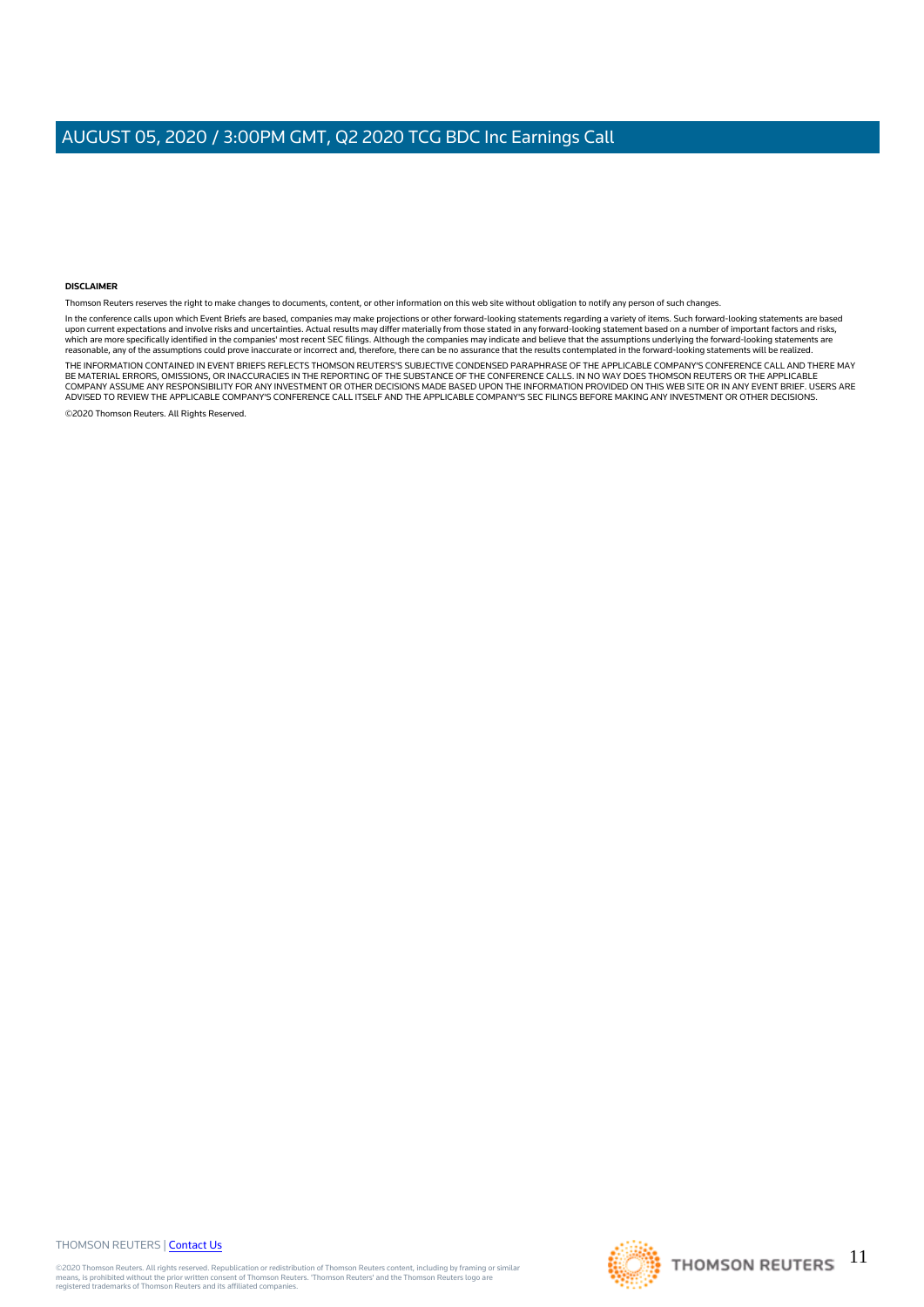**DISCLAIMER**

Thomson Reuters reserves the right to make changes to documents, content, or other information on this web site without obligation to notify any person of such changes.

In the conference calls upon which Event Briefs are based, companies may make projections or other forward-looking statements regarding a variety of items. Such forward-looking statements are based upon current expectations and involve risks and uncertainties. Actual results may differ materially from those stated in any forward-looking statement based on a number of important factors and risks, which are more specifically identified in the companies' most recent SEC filings. Although the companies may indicate and believe that the assumptions underlying the forward-looking statements are reasonable, any of the assumptions could prove inaccurate or incorrect and, therefore, there can be no assurance that the results contemplated in the forward-looking statements will be realized.

THE INFORMATION CONTAINED IN EVENT BRIEFS REFLECTS THOMSON REUTERS'S SUBJECTIVE CONDENSED PARAPHRASE OF THE APPLICABLE COMPANY'S CONFERENCE CALL AND THERE MAY BE MATERIAL ERRORS, OMISSIONS, OR INACCURACIES IN THE REPORTING OF THE SUBSTANCE OF THE CONFERENCE CALLS. IN NO WAY DOES THOMSON REUTERS OR THE APPLICABLE COMPANY ASSUME ANY RESPONSIBILITY FOR ANY INVESTMENT OR OTHER DECISIONS MADE BASED UPON THE INFORMATION PROVIDED ON THIS WEB SITE OR IN ANY EVENT BRIEF. USERS ARE ADVISED TO REVIEW THE APPLICABLE COMPANY'S CONFERENCE CALL ITSELF AND THE APPLICABLE COMPANY'S SEC FILINGS BEFORE MAKING ANY INVESTMENT OR OTHER DECISIONS.

©2020 Thomson Reuters. All Rights Reserved.